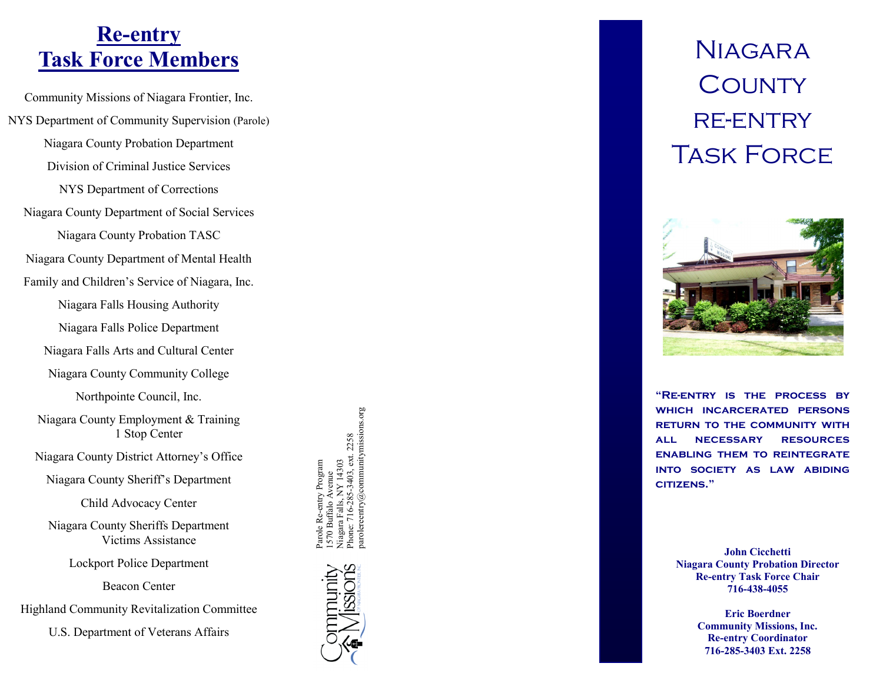# Re-entry Task Force Members

Community Missions of Niagara Frontier, Inc.

NYS Department of Community Supervision (Parole)

Niagara County Probation Department

Division of Criminal Justice Services

NYS Department of Corrections

Niagara County Department of Social Services

Niagara County Probation TASC

Niagara County Department of Mental Health

Family and Children's Service of Niagara, Inc.

Niagara Falls Housing Authority

Niagara Falls Police Department

Niagara Falls Arts and Cultural Center

Niagara County Community College

Northpointe Council, Inc.

Niagara County Employment & Training 1 Stop Center

Niagara County District Attorney's Office

Niagara County Sheriff's Department

Child Advocacy Center

Niagara County Sheriffs Department Victims Assistance

Lockport Police Department

Beacon Center

Highland Community Revitalization Committee

U.S. Department of Veterans Affairs

Parole Re-entry Program
1570 Buffalo Avenue
Niagara Falls, NY 14303
Phone: 716-285-3403, ext. 2258
parolereentry@communitymissions.org

Community Missions of Niagara Frontier, Inc.

# Niagara County Re-entry Task Force

**"Re-entry is the process by which incarcerated persons return to the community with all necessary resources enabling them to reintegrate into society as law abiding citizens."**

**John Cicchetti**
**Niagara County Probation Director**
**Re-entry Task Force Chair**
**716-438-4055**

**Eric Boerdner**
**Community Missions, Inc.**
**Re-entry Coordinator**
**716-285-3403 Ext. 2258**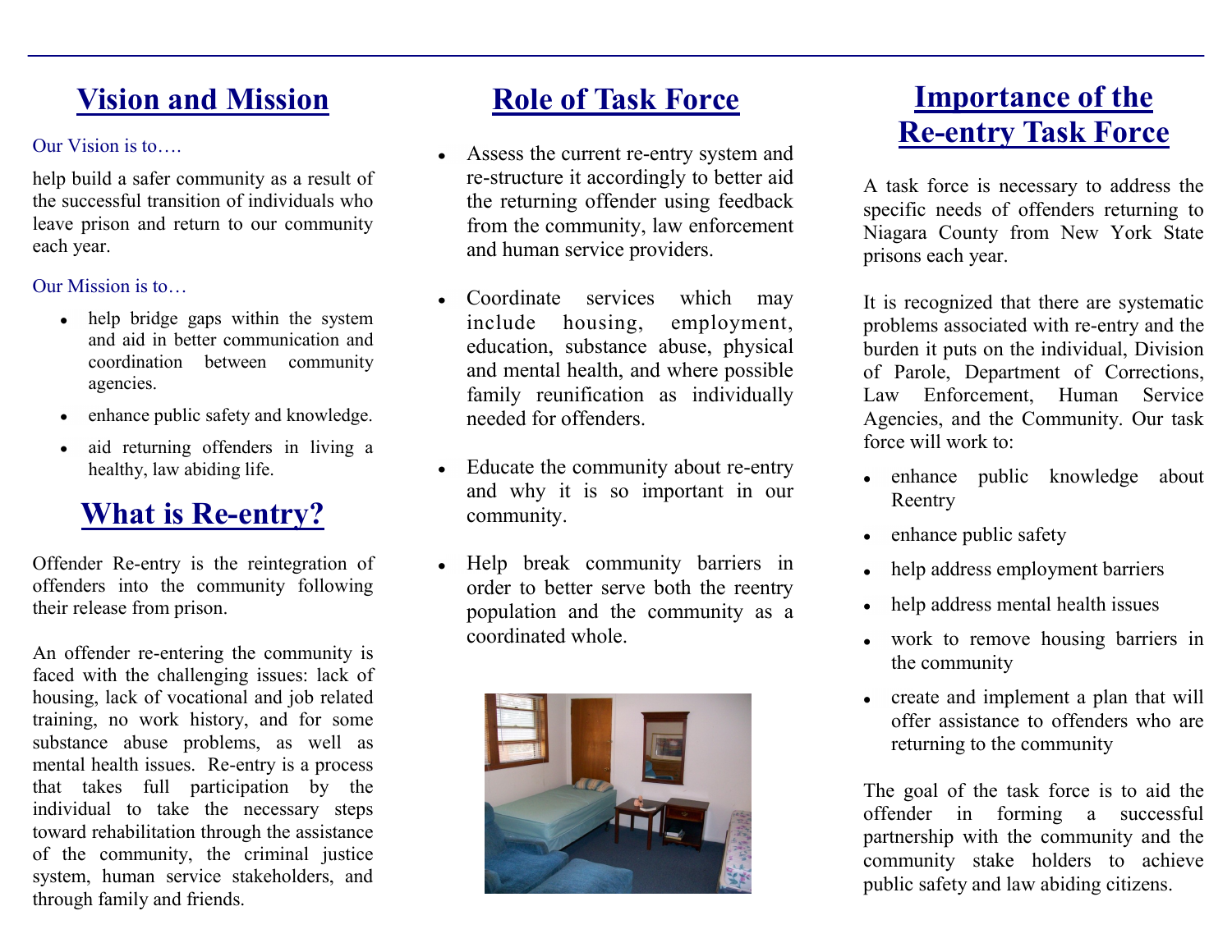## Vision and Mission

Our Vision is to….

help build a safer community as a result of the successful transition of individuals who leave prison and return to our community each year.

Our Mission is to…

- help bridge gaps within the system and aid in better communication and coordination between community agencies.
- enhance public safety and knowledge.
- aid returning offenders in living a healthy, law abiding life.

## What is Re-entry?

Offender Re-entry is the reintegration of offenders into the community following their release from prison.

An offender re-entering the community is faced with the challenging issues: lack of housing, lack of vocational and job related training, no work history, and for some substance abuse problems, as well as mental health issues. Re-entry is a process that takes full participation by the individual to take the necessary steps toward rehabilitation through the assistance of the community, the criminal justice system, human service stakeholders, and through family and friends.

## Role of Task Force

- Assess the current re-entry system and re-structure it accordingly to better aid the returning offender using feedback from the community, law enforcement and human service providers.
- Coordinate services which may include housing, employment, education, substance abuse, physical and mental health, and where possible family reunification as individually needed for offenders.
- Educate the community about re-entry and why it is so important in our community.
- Help break community barriers in order to better serve both the reentry population and the community as a coordinated whole.

## Importance of the Re-entry Task Force

A task force is necessary to address the specific needs of offenders returning to Niagara County from New York State prisons each year.

It is recognized that there are systematic problems associated with re-entry and the burden it puts on the individual, Division of Parole, Department of Corrections, Law Enforcement, Human Service Agencies, and the Community. Our task force will work to:

- enhance public knowledge about Reentry
- enhance public safety
- help address employment barriers
- help address mental health issues
- work to remove housing barriers in the community
- create and implement a plan that will offer assistance to offenders who are returning to the community

The goal of the task force is to aid the offender in forming a successful partnership with the community and the community stake holders to achieve public safety and law abiding citizens.